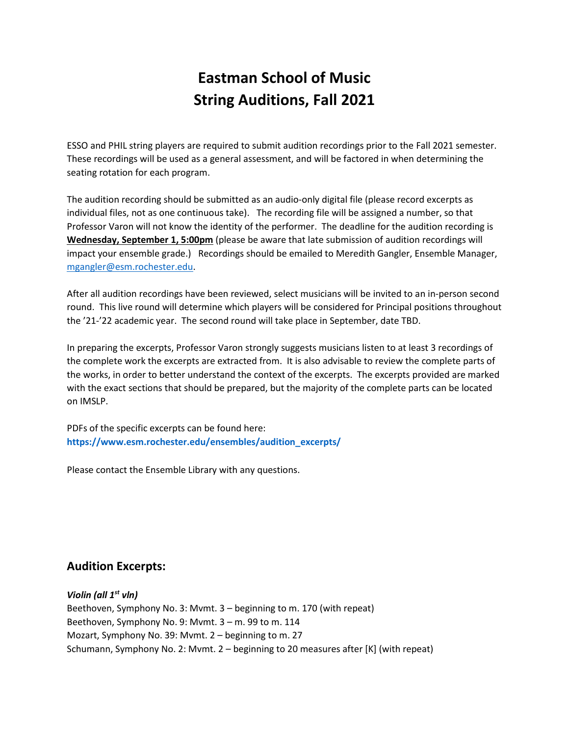# Eastman School of Music
# String Auditions, Fall 2021

ESSO and PHIL string players are required to submit audition recordings prior to the Fall 2021 semester. These recordings will be used as a general assessment, and will be factored in when determining the seating rotation for each program.

The audition recording should be submitted as an audio-only digital file (please record excerpts as individual files, not as one continuous take). The recording file will be assigned a number, so that Professor Varon will not know the identity of the performer. The deadline for the audition recording is **Wednesday, September 1, 5:00pm** (please be aware that late submission of audition recordings will impact your ensemble grade.) Recordings should be emailed to Meredith Gangler, Ensemble Manager, mgangler@esm.rochester.edu.

After all audition recordings have been reviewed, select musicians will be invited to an in-person second round. This live round will determine which players will be considered for Principal positions throughout the '21-'22 academic year. The second round will take place in September, date TBD.

In preparing the excerpts, Professor Varon strongly suggests musicians listen to at least 3 recordings of the complete work the excerpts are extracted from. It is also advisable to review the complete parts of the works, in order to better understand the context of the excerpts. The excerpts provided are marked with the exact sections that should be prepared, but the majority of the complete parts can be located on IMSLP.

PDFs of the specific excerpts can be found here:
**https://www.esm.rochester.edu/ensembles/audition_excerpts/**

Please contact the Ensemble Library with any questions.

## Audition Excerpts:

***Violin (all 1st vln)***
Beethoven, Symphony No. 3: Mvmt. 3 – beginning to m. 170 (with repeat)
Beethoven, Symphony No. 9: Mvmt. 3 – m. 99 to m. 114
Mozart, Symphony No. 39: Mvmt. 2 – beginning to m. 27
Schumann, Symphony No. 2: Mvmt. 2 – beginning to 20 measures after [K] (with repeat)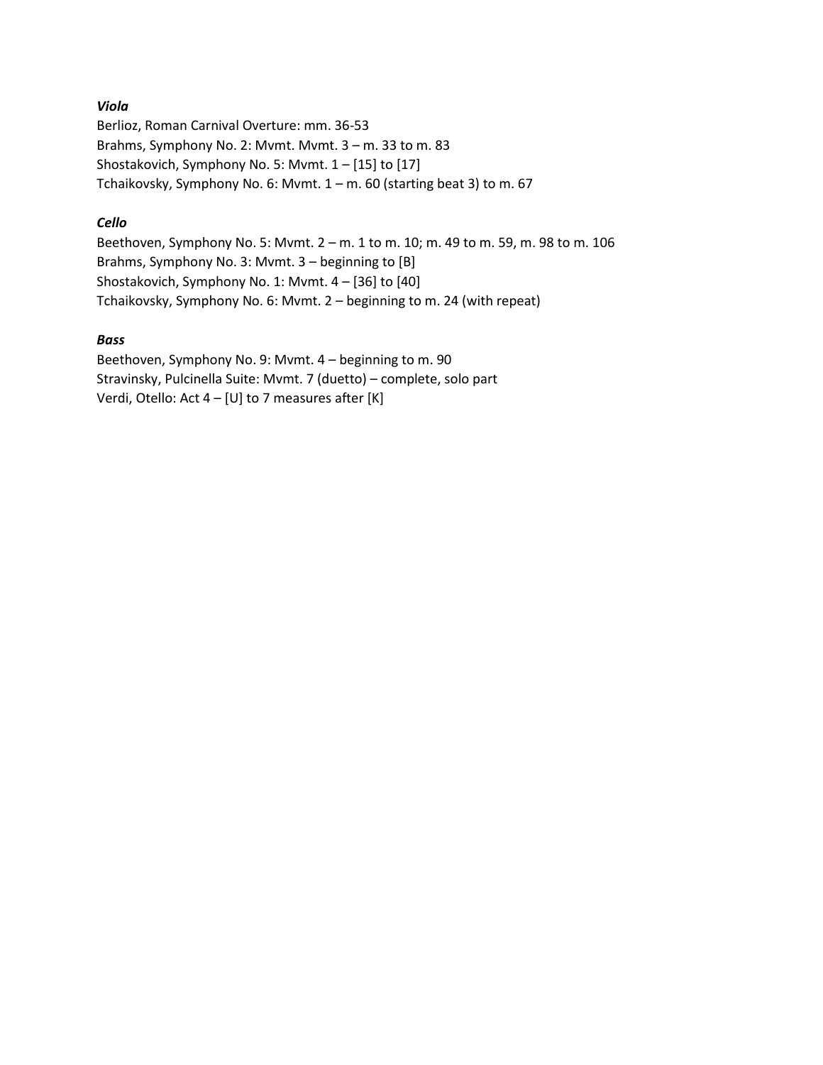*Viola*

Berlioz, Roman Carnival Overture: mm. 36-53
Brahms, Symphony No. 2: Mvmt. Mvmt. 3 – m. 33 to m. 83
Shostakovich, Symphony No. 5: Mvmt. 1 – [15] to [17]
Tchaikovsky, Symphony No. 6: Mvmt. 1 – m. 60 (starting beat 3) to m. 67

*Cello*

Beethoven, Symphony No. 5: Mvmt. 2 – m. 1 to m. 10; m. 49 to m. 59, m. 98 to m. 106
Brahms, Symphony No. 3: Mvmt. 3 – beginning to [B]
Shostakovich, Symphony No. 1: Mvmt. 4 – [36] to [40]
Tchaikovsky, Symphony No. 6: Mvmt. 2 – beginning to m. 24 (with repeat)

*Bass*

Beethoven, Symphony No. 9: Mvmt. 4 – beginning to m. 90
Stravinsky, Pulcinella Suite: Mvmt. 7 (duetto) – complete, solo part
Verdi, Otello: Act 4 – [U] to 7 measures after [K]